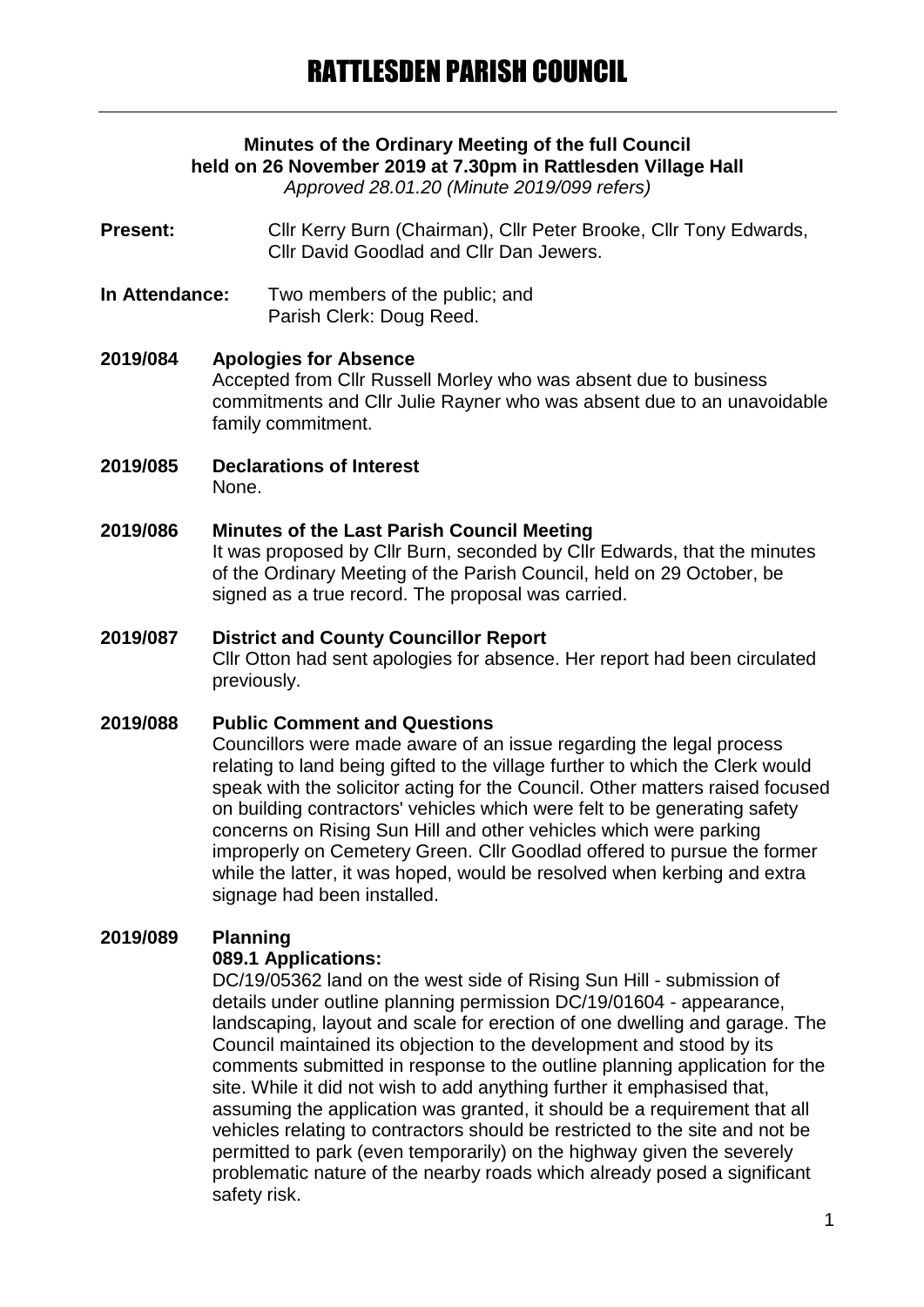# RATTLESDEN PARISH COUNCIL

**Minutes of the Ordinary Meeting of the full Council held on 26 November 2019 at 7.30pm in Rattlesden Village Hall**
*Approved 28.01.20 (Minute 2019/099 refers)*

**Present:** Cllr Kerry Burn (Chairman), Cllr Peter Brooke, Cllr Tony Edwards, Cllr David Goodlad and Cllr Dan Jewers.

**In Attendance:** Two members of the public; and Parish Clerk: Doug Reed.

**2019/084 Apologies for Absence**
Accepted from Cllr Russell Morley who was absent due to business commitments and Cllr Julie Rayner who was absent due to an unavoidable family commitment.

**2019/085 Declarations of Interest**
None.

**2019/086 Minutes of the Last Parish Council Meeting**
It was proposed by Cllr Burn, seconded by Cllr Edwards, that the minutes of the Ordinary Meeting of the Parish Council, held on 29 October, be signed as a true record. The proposal was carried.

**2019/087 District and County Councillor Report**
Cllr Otton had sent apologies for absence. Her report had been circulated previously.

**2019/088 Public Comment and Questions**
Councillors were made aware of an issue regarding the legal process relating to land being gifted to the village further to which the Clerk would speak with the solicitor acting for the Council. Other matters raised focused on building contractors' vehicles which were felt to be generating safety concerns on Rising Sun Hill and other vehicles which were parking improperly on Cemetery Green. Cllr Goodlad offered to pursue the former while the latter, it was hoped, would be resolved when kerbing and extra signage had been installed.

**2019/089 Planning**

**089.1 Applications:**
DC/19/05362 land on the west side of Rising Sun Hill - submission of details under outline planning permission DC/19/01604 - appearance, landscaping, layout and scale for erection of one dwelling and garage. The Council maintained its objection to the development and stood by its comments submitted in response to the outline planning application for the site. While it did not wish to add anything further it emphasised that, assuming the application was granted, it should be a requirement that all vehicles relating to contractors should be restricted to the site and not be permitted to park (even temporarily) on the highway given the severely problematic nature of the nearby roads which already posed a significant safety risk.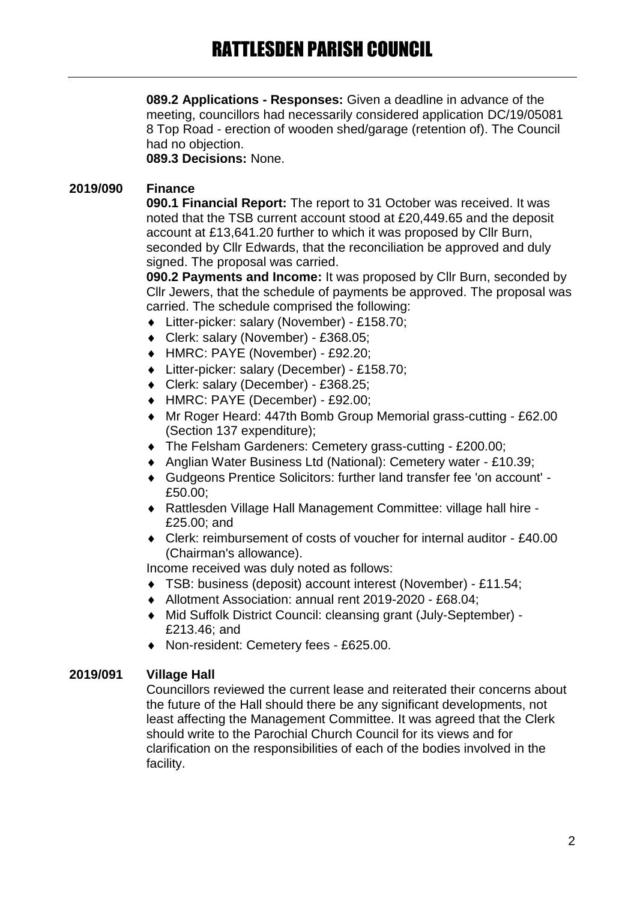**089.2 Applications - Responses:** Given a deadline in advance of the meeting, councillors had necessarily considered application DC/19/05081 8 Top Road - erection of wooden shed/garage (retention of). The Council had no objection.

**089.3 Decisions:** None.

## 2019/090 Finance

**090.1 Financial Report:** The report to 31 October was received. It was noted that the TSB current account stood at £20,449.65 and the deposit account at £13,641.20 further to which it was proposed by Cllr Burn, seconded by Cllr Edwards, that the reconciliation be approved and duly signed. The proposal was carried.

**090.2 Payments and Income:** It was proposed by Cllr Burn, seconded by Cllr Jewers, that the schedule of payments be approved. The proposal was carried. The schedule comprised the following:

- Litter-picker: salary (November) - £158.70;
- Clerk: salary (November) - £368.05;
- HMRC: PAYE (November) - £92.20;
- Litter-picker: salary (December) - £158.70;
- Clerk: salary (December) - £368.25;
- HMRC: PAYE (December) - £92.00;
- Mr Roger Heard: 447th Bomb Group Memorial grass-cutting - £62.00 (Section 137 expenditure);
- The Felsham Gardeners: Cemetery grass-cutting - £200.00;
- Anglian Water Business Ltd (National): Cemetery water - £10.39;
- Gudgeons Prentice Solicitors: further land transfer fee 'on account' - £50.00;
- Rattlesden Village Hall Management Committee: village hall hire - £25.00; and
- Clerk: reimbursement of costs of voucher for internal auditor - £40.00 (Chairman's allowance).

Income received was duly noted as follows:

- TSB: business (deposit) account interest (November) - £11.54;
- Allotment Association: annual rent 2019-2020 - £68.04;
- Mid Suffolk District Council: cleansing grant (July-September) - £213.46; and
- Non-resident: Cemetery fees - £625.00.

## 2019/091 Village Hall

Councillors reviewed the current lease and reiterated their concerns about the future of the Hall should there be any significant developments, not least affecting the Management Committee. It was agreed that the Clerk should write to the Parochial Church Council for its views and for clarification on the responsibilities of each of the bodies involved in the facility.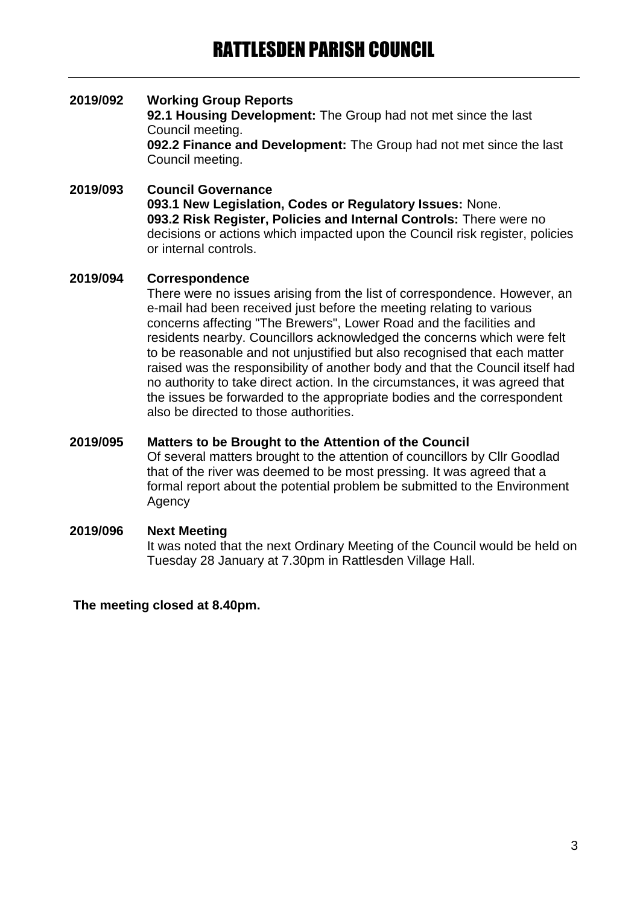**2019/092 Working Group Reports**

**92.1 Housing Development:** The Group had not met since the last Council meeting.

**092.2 Finance and Development:** The Group had not met since the last Council meeting.

**2019/093 Council Governance**

**093.1 New Legislation, Codes or Regulatory Issues:** None.

**093.2 Risk Register, Policies and Internal Controls:** There were no decisions or actions which impacted upon the Council risk register, policies or internal controls.

**2019/094 Correspondence**

There were no issues arising from the list of correspondence. However, an e-mail had been received just before the meeting relating to various concerns affecting "The Brewers", Lower Road and the facilities and residents nearby. Councillors acknowledged the concerns which were felt to be reasonable and not unjustified but also recognised that each matter raised was the responsibility of another body and that the Council itself had no authority to take direct action. In the circumstances, it was agreed that the issues be forwarded to the appropriate bodies and the correspondent also be directed to those authorities.

**2019/095 Matters to be Brought to the Attention of the Council**

Of several matters brought to the attention of councillors by Cllr Goodlad that of the river was deemed to be most pressing. It was agreed that a formal report about the potential problem be submitted to the Environment Agency

**2019/096 Next Meeting**

It was noted that the next Ordinary Meeting of the Council would be held on Tuesday 28 January at 7.30pm in Rattlesden Village Hall.

**The meeting closed at 8.40pm.**